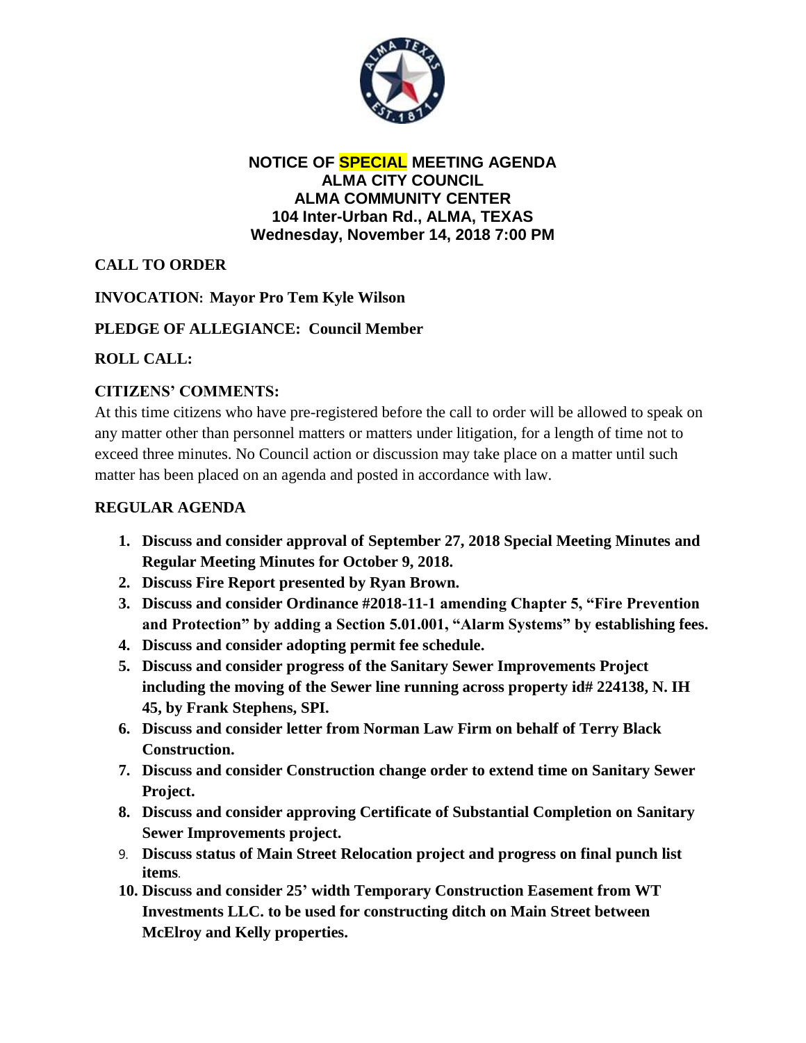**NOTICE OF SPECIAL MEETING AGENDA**
**ALMA CITY COUNCIL**
**ALMA COMMUNITY CENTER**
**104 Inter-Urban Rd., ALMA, TEXAS**
**Wednesday, November 14, 2018 7:00 PM**

**CALL TO ORDER**

**INVOCATION: Mayor Pro Tem Kyle Wilson**

**PLEDGE OF ALLEGIANCE: Council Member**

**ROLL CALL:**

**CITIZENS' COMMENTS:**

At this time citizens who have pre-registered before the call to order will be allowed to speak on any matter other than personnel matters or matters under litigation, for a length of time not to exceed three minutes. No Council action or discussion may take place on a matter until such matter has been placed on an agenda and posted in accordance with law.

**REGULAR AGENDA**

1. **Discuss and consider approval of September 27, 2018 Special Meeting Minutes and Regular Meeting Minutes for October 9, 2018.**
2. **Discuss Fire Report presented by Ryan Brown.**
3. **Discuss and consider Ordinance #2018-11-1 amending Chapter 5, "Fire Prevention and Protection" by adding a Section 5.01.001, "Alarm Systems" by establishing fees.**
4. **Discuss and consider adopting permit fee schedule.**
5. **Discuss and consider progress of the Sanitary Sewer Improvements Project including the moving of the Sewer line running across property id# 224138, N. IH 45, by Frank Stephens, SPI.**
6. **Discuss and consider letter from Norman Law Firm on behalf of Terry Black Construction.**
7. **Discuss and consider Construction change order to extend time on Sanitary Sewer Project.**
8. **Discuss and consider approving Certificate of Substantial Completion on Sanitary Sewer Improvements project.**
9. **Discuss status of Main Street Relocation project and progress on final punch list items.**
10. **Discuss and consider 25' width Temporary Construction Easement from WT Investments LLC. to be used for constructing ditch on Main Street between McElroy and Kelly properties.**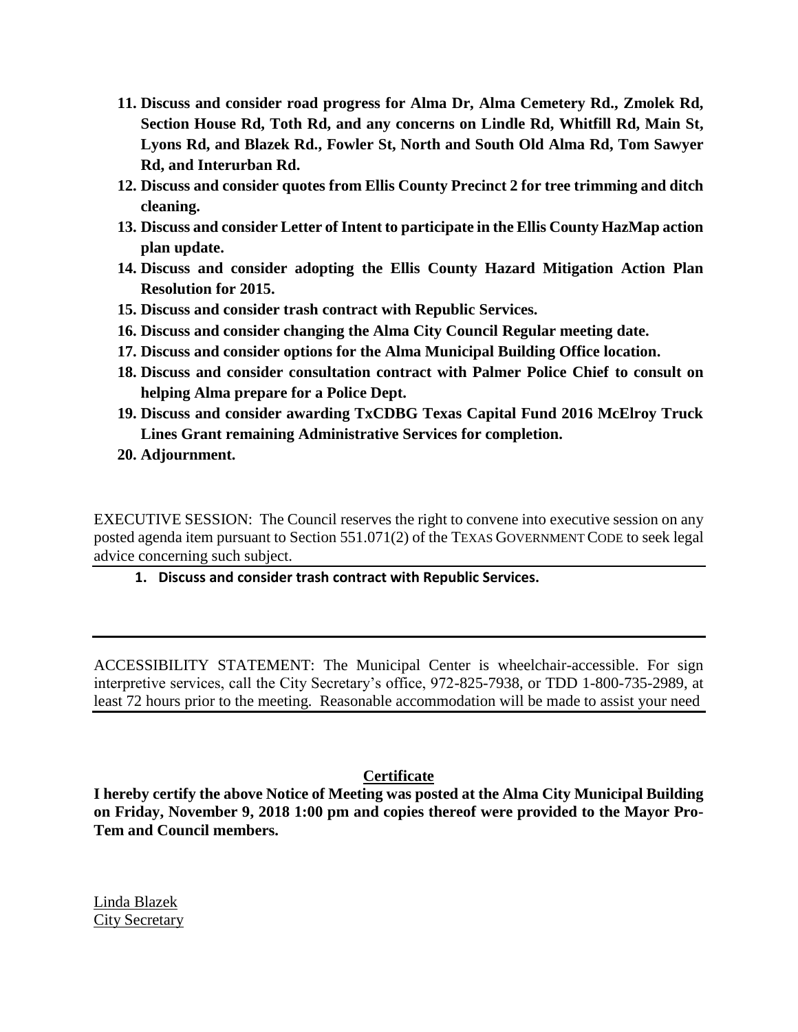11. **Discuss and consider road progress for Alma Dr, Alma Cemetery Rd., Zmolek Rd, Section House Rd, Toth Rd, and any concerns on Lindle Rd, Whitfill Rd, Main St, Lyons Rd, and Blazek Rd., Fowler St, North and South Old Alma Rd, Tom Sawyer Rd, and Interurban Rd.**
12. **Discuss and consider quotes from Ellis County Precinct 2 for tree trimming and ditch cleaning.**
13. **Discuss and consider Letter of Intent to participate in the Ellis County HazMap action plan update.**
14. **Discuss and consider adopting the Ellis County Hazard Mitigation Action Plan Resolution for 2015.**
15. **Discuss and consider trash contract with Republic Services.**
16. **Discuss and consider changing the Alma City Council Regular meeting date.**
17. **Discuss and consider options for the Alma Municipal Building Office location.**
18. **Discuss and consider consultation contract with Palmer Police Chief to consult on helping Alma prepare for a Police Dept.**
19. **Discuss and consider awarding TxCDBG Texas Capital Fund 2016 McElroy Truck Lines Grant remaining Administrative Services for completion.**
20. **Adjournment.**

EXECUTIVE SESSION: The Council reserves the right to convene into executive session on any posted agenda item pursuant to Section 551.071(2) of the TEXAS GOVERNMENT CODE to seek legal advice concerning such subject.

1. **Discuss and consider trash contract with Republic Services.**

---

ACCESSIBILITY STATEMENT: The Municipal Center is wheelchair-accessible. For sign interpretive services, call the City Secretary's office, 972-825-7938, or TDD 1-800-735-2989, at least 72 hours prior to the meeting. Reasonable accommodation will be made to assist your need

---

## Certificate

**I hereby certify the above Notice of Meeting was posted at the Alma City Municipal Building on Friday, November 9, 2018 1:00 pm and copies thereof were provided to the Mayor Pro-Tem and Council members.**

Linda Blazek
City Secretary